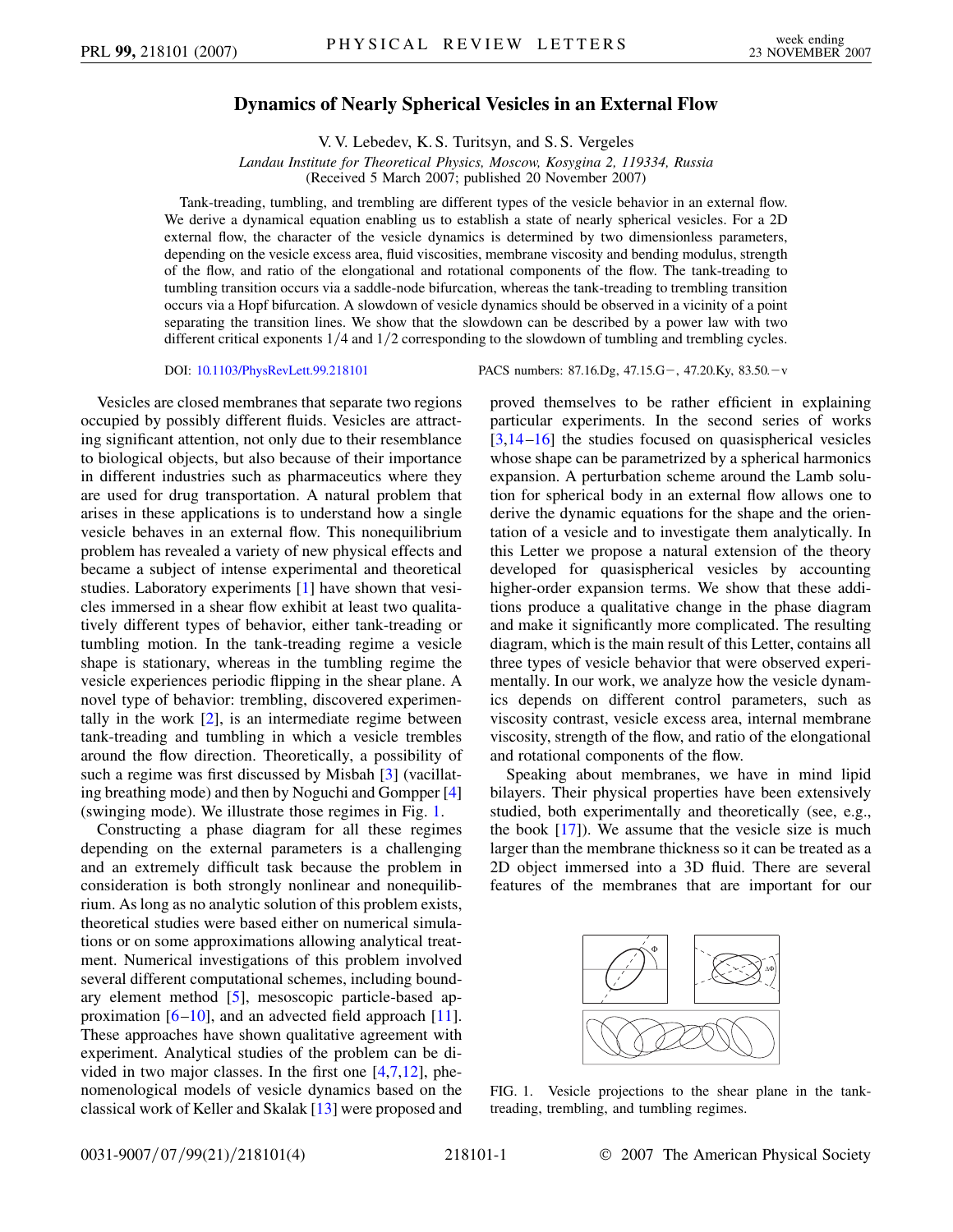# Dynamics of Nearly Spherical Vesicles in an External Flow

V. V. Lebedev, K. S. Turitsyn, and S. S. Vergeles

*Landau Institute for Theoretical Physics, Moscow, Kosygina 2, 119334, Russia*

(Received 5 March 2007; published 20 November 2007)

Tank-treading, tumbling, and trembling are different types of the vesicle behavior in an external flow. We derive a dynamical equation enabling us to establish a state of nearly spherical vesicles. For a 2D external flow, the character of the vesicle dynamics is determined by two dimensionless parameters, depending on the vesicle excess area, fluid viscosities, membrane viscosity and bending modulus, strength of the flow, and ratio of the elongational and rotational components of the flow. The tank-treading to tumbling transition occurs via a saddle-node bifurcation, whereas the tank-treading to trembling transition occurs via a Hopf bifurcation. A slowdown of vesicle dynamics should be observed in a vicinity of a point separating the transition lines. We show that the slowdown can be described by a power law with two different critical exponents $1/4$ and $1/2$ corresponding to the slowdown of tumbling and trembling cycles.

DOI: 10.1103/PhysRevLett.99.218101 PACS numbers: 87.16.Dg, 47.15.G−, 47.20.Ky, 83.50.−v

Vesicles are closed membranes that separate two regions occupied by possibly different fluids. Vesicles are attracting significant attention, not only due to their resemblance to biological objects, but also because of their importance in different industries such as pharmaceutics where they are used for drug transportation. A natural problem that arises in these applications is to understand how a single vesicle behaves in an external flow. This nonequilibrium problem has revealed a variety of new physical effects and became a subject of intense experimental and theoretical studies. Laboratory experiments [1] have shown that vesicles immersed in a shear flow exhibit at least two qualitatively different types of behavior, either tank-treading or tumbling motion. In the tank-treading regime a vesicle shape is stationary, whereas in the tumbling regime the vesicle experiences periodic flipping in the shear plane. A novel type of behavior: trembling, discovered experimentally in the work [2], is an intermediate regime between tank-treading and tumbling in which a vesicle trembles around the flow direction. Theoretically, a possibility of such a regime was first discussed by Misbah [3] (vacillating breathing mode) and then by Noguchi and Gompper [4] (swinging mode). We illustrate those regimes in Fig. 1.

Constructing a phase diagram for all these regimes depending on the external parameters is a challenging and an extremely difficult task because the problem in consideration is both strongly nonlinear and nonequilibrium. As long as no analytic solution of this problem exists, theoretical studies were based either on numerical simulations or on some approximations allowing analytical treatment. Numerical investigations of this problem involved several different computational schemes, including boundary element method [5], mesoscopic particle-based approximation [6–10], and an advected field approach [11]. These approaches have shown qualitative agreement with experiment. Analytical studies of the problem can be divided in two major classes. In the first one [4,7,12], phenomenological models of vesicle dynamics based on the classical work of Keller and Skalak [13] were proposed and proved themselves to be rather efficient in explaining particular experiments. In the second series of works [3,14–16] the studies focused on quasispherical vesicles whose shape can be parametrized by a spherical harmonics expansion. A perturbation scheme around the Lamb solution for spherical body in an external flow allows one to derive the dynamic equations for the shape and the orientation of a vesicle and to investigate them analytically. In this Letter we propose a natural extension of the theory developed for quasispherical vesicles by accounting higher-order expansion terms. We show that these additions produce a qualitative change in the phase diagram and make it significantly more complicated. The resulting diagram, which is the main result of this Letter, contains all three types of vesicle behavior that were observed experimentally. In our work, we analyze how the vesicle dynamics depends on different control parameters, such as viscosity contrast, vesicle excess area, internal membrane viscosity, strength of the flow, and ratio of the elongational and rotational components of the flow.

Speaking about membranes, we have in mind lipid bilayers. Their physical properties have been extensively studied, both experimentally and theoretically (see, e.g., the book [17]). We assume that the vesicle size is much larger than the membrane thickness so it can be treated as a 2D object immersed into a 3D fluid. There are several features of the membranes that are important for our

FIG. 1. Vesicle projections to the shear plane in the tank-treading, trembling, and tumbling regimes.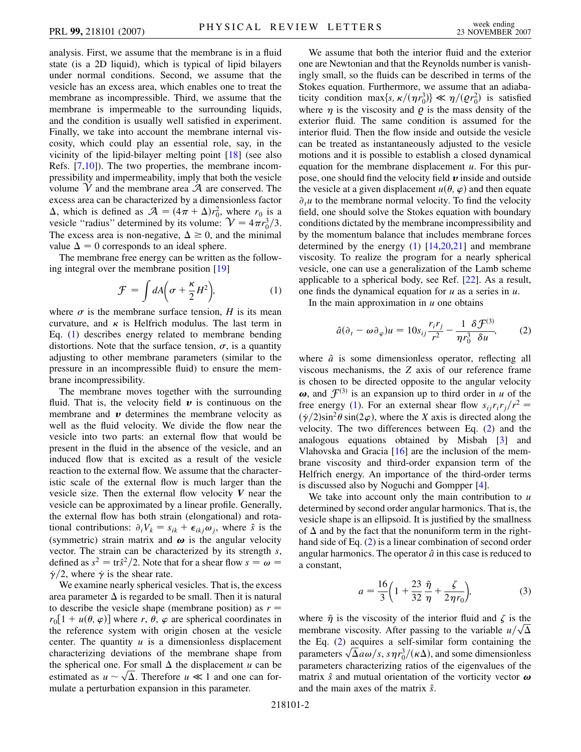analysis. First, we assume that the membrane is in a fluid state (is a 2D liquid), which is typical of lipid bilayers under normal conditions. Second, we assume that the vesicle has an excess area, which enables one to treat the membrane as incompressible. Third, we assume that the membrane is impermeable to the surrounding liquids, and the condition is usually well satisfied in experiment. Finally, we take into account the membrane internal viscosity, which could play an essential role, say, in the vicinity of the lipid-bilayer melting point [18] (see also Refs. [7,10]). The two properties, the membrane incompressibility and impermeability, imply that both the vesicle volume $\mathcal{V}$ and the membrane area $\mathcal{A}$ are conserved. The excess area can be characterized by a dimensionless factor $\Delta$, which is defined as $\mathcal{A} = (4\pi + \Delta)r_0^2$, where $r_0$ is a vesicle "radius" determined by its volume: $\mathcal{V} = 4\pi r_0^3/3$. The excess area is non-negative, $\Delta \geq 0$, and the minimal value $\Delta = 0$ corresponds to an ideal sphere.

The membrane free energy can be written as the following integral over the membrane position [19]

$$\mathcal{F} = \int dA\left(\sigma + \frac{\kappa}{2}H^2\right), \tag{1}$$

where $\sigma$ is the membrane surface tension, $H$ is its mean curvature, and $\kappa$ is Helfrich modulus. The last term in Eq. (1) describes energy related to membrane bending distortions. Note that the surface tension, $\sigma$, is a quantity adjusting to other membrane parameters (similar to the pressure in an incompressible fluid) to ensure the membrane incompressibility.

The membrane moves together with the surrounding fluid. That is, the velocity field $\boldsymbol{v}$ is continuous on the membrane and $\boldsymbol{v}$ determines the membrane velocity as well as the fluid velocity. We divide the flow near the vesicle into two parts: an external flow that would be present in the fluid in the absence of the vesicle, and an induced flow that is excited as a result of the vesicle reaction to the external flow. We assume that the characteristic scale of the external flow is much larger than the vesicle size. Then the external flow velocity $\boldsymbol{V}$ near the vesicle can be approximated by a linear profile. Generally, the external flow has both strain (elongational) and rotational contributions: $\partial_i V_k = s_{ik} + \epsilon_{ikj}\omega_j$, where $\hat{s}$ is the (symmetric) strain matrix and $\boldsymbol{\omega}$ is the angular velocity vector. The strain can be characterized by its strength $s$, defined as $s^2 = \mathrm{tr}\hat{s}^2/2$. Note that for a shear flow $s = \omega = \dot{\gamma}/2$, where $\dot{\gamma}$ is the shear rate.

We examine nearly spherical vesicles. That is, the excess area parameter $\Delta$ is regarded to be small. Then it is natural to describe the vesicle shape (membrane position) as $r = r_0[1 + u(\theta, \varphi)]$ where $r$, $\theta$, $\varphi$ are spherical coordinates in the reference system with origin chosen at the vesicle center. The quantity $u$ is a dimensionless displacement characterizing deviations of the membrane shape from the spherical one. For small $\Delta$ the displacement $u$ can be estimated as $u \sim \sqrt{\Delta}$. Therefore $u \ll 1$ and one can formulate a perturbation expansion in this parameter.

We assume that both the interior fluid and the exterior one are Newtonian and that the Reynolds number is vanishingly small, so the fluids can be described in terms of the Stokes equation. Furthermore, we assume that an adiabaticity condition $\max\{s, \kappa/(\eta r_0^3)\} \ll \eta/(\varrho r_0^2)$ is satisfied where $\eta$ is the viscosity and $\varrho$ is the mass density of the exterior fluid. The same condition is assumed for the interior fluid. Then the flow inside and outside the vesicle can be treated as instantaneously adjusted to the vesicle motions and it is possible to establish a closed dynamical equation for the membrane displacement $u$. For this purpose, one should find the velocity field $\boldsymbol{v}$ inside and outside the vesicle at a given displacement $u(\theta, \varphi)$ and then equate $\partial_t u$ to the membrane normal velocity. To find the velocity field, one should solve the Stokes equation with boundary conditions dictated by the membrane incompressibility and by the momentum balance that includes membrane forces determined by the energy (1) [14,20,21] and membrane viscosity. To realize the program for a nearly spherical vesicle, one can use a generalization of the Lamb scheme applicable to a spherical body, see Ref. [22]. As a result, one finds the dynamical equation for $u$ as a series in $u$.

In the main approximation in $u$ one obtains

$$\hat{a}(\partial_t - \omega\partial_\varphi)u = 10 s_{ij}\frac{r_i r_j}{r^2} - \frac{1}{\eta r_0^3}\frac{\delta \mathcal{F}^{(3)}}{\delta u}, \tag{2}$$

where $\hat{a}$ is some dimensionless operator, reflecting all viscous mechanisms, the $Z$ axis of our reference frame is chosen to be directed opposite to the angular velocity $\boldsymbol{\omega}$, and $\mathcal{F}^{(3)}$ is an expansion up to third order in $u$ of the free energy (1). For an external shear flow $s_{ij}r_i r_j/r^2 = (\dot{\gamma}/2)\sin^2\theta \sin(2\varphi)$, where the $X$ axis is directed along the velocity. The two differences between Eq. (2) and the analogous equations obtained by Misbah [3] and Vlahovska and Gracia [16] are the inclusion of the membrane viscosity and third-order expansion term of the Helfrich energy. An importance of the third-order terms is discussed also by Noguchi and Gompper [4].

We take into account only the main contribution to $u$ determined by second order angular harmonics. That is, the vesicle shape is an ellipsoid. It is justified by the smallness of $\Delta$ and by the fact that the nonuniform term in the right-hand side of Eq. (2) is a linear combination of second order angular harmonics. The operator $\hat{a}$ in this case is reduced to a constant,

$$a = \frac{16}{3}\left(1 + \frac{23}{32}\frac{\tilde{\eta}}{\eta} + \frac{\zeta}{2\eta r_0}\right), \tag{3}$$

where $\tilde{\eta}$ is the viscosity of the interior fluid and $\zeta$ is the membrane viscosity. After passing to the variable $u/\sqrt{\Delta}$ the Eq. (2) acquires a self-similar form containing the parameters $\sqrt{\Delta}a\omega/s$, $s\eta r_0^3/(\kappa\Delta)$, and some dimensionless parameters characterizing ratios of the eigenvalues of the matrix $\hat{s}$ and mutual orientation of the vorticity vector $\boldsymbol{\omega}$ and the main axes of the matrix $\hat{s}$.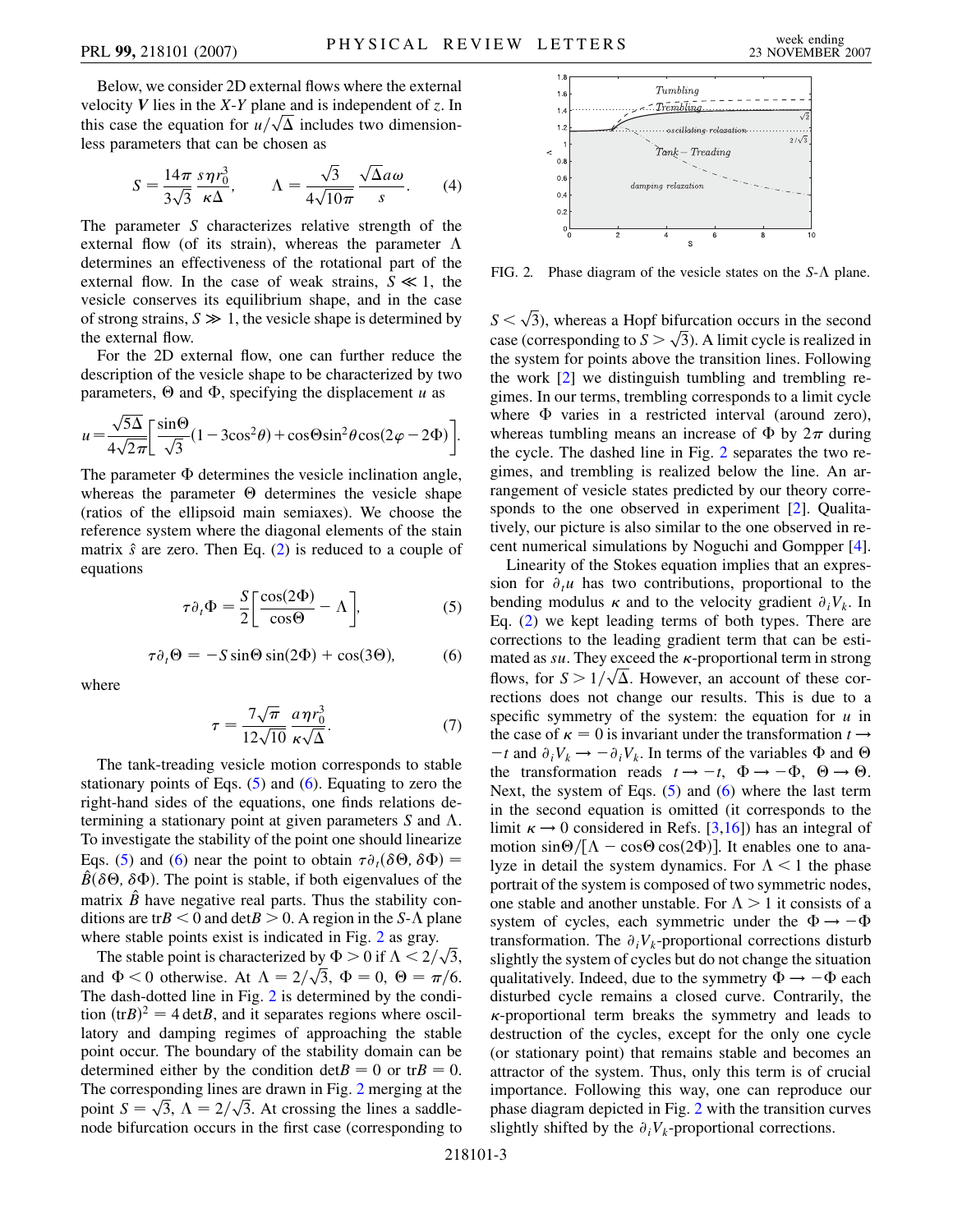Below, we consider 2D external flows where the external velocity $\boldsymbol{V}$ lies in the $X$-$Y$ plane and is independent of $z$. In this case the equation for $u/\sqrt{\Delta}$ includes two dimensionless parameters that can be chosen as

$$S = \frac{14\pi}{3\sqrt{3}} \frac{s\eta r_0^3}{\kappa\Delta}, \qquad \Lambda = \frac{\sqrt{3}}{4\sqrt{10\pi}} \frac{\sqrt{\Delta}a\omega}{s}. \tag{4}$$

The parameter $S$ characterizes relative strength of the external flow (of its strain), whereas the parameter $\Lambda$ determines an effectiveness of the rotational part of the external flow. In the case of weak strains, $S \ll 1$, the vesicle conserves its equilibrium shape, and in the case of strong strains, $S \gg 1$, the vesicle shape is determined by the external flow.

For the 2D external flow, one can further reduce the description of the vesicle shape to be characterized by two parameters, $\Theta$ and $\Phi$, specifying the displacement $u$ as

$$u = \frac{\sqrt{5\Delta}}{4\sqrt{2\pi}}\left[\frac{\sin\Theta}{\sqrt{3}}(1 - 3\cos^2\theta) + \cos\Theta\sin^2\theta\cos(2\varphi - 2\Phi)\right].$$

The parameter $\Phi$ determines the vesicle inclination angle, whereas the parameter $\Theta$ determines the vesicle shape (ratios of the ellipsoid main semiaxes). We choose the reference system where the diagonal elements of the stain matrix $\hat{s}$ are zero. Then Eq. (2) is reduced to a couple of equations

$$\tau\partial_t\Phi = \frac{S}{2}\left[\frac{\cos(2\Phi)}{\cos\Theta} - \Lambda\right], \tag{5}$$

$$\tau\partial_t\Theta = -S\sin\Theta\sin(2\Phi) + \cos(3\Theta), \tag{6}$$

where

$$\tau = \frac{7\sqrt{\pi}}{12\sqrt{10}} \frac{a\eta r_0^3}{\kappa\sqrt{\Delta}}. \tag{7}$$

The tank-treading vesicle motion corresponds to stable stationary points of Eqs. (5) and (6). Equating to zero the right-hand sides of the equations, one finds relations determining a stationary point at given parameters $S$ and $\Lambda$. To investigate the stability of the point one should linearize Eqs. (5) and (6) near the point to obtain $\tau\partial_t(\delta\Theta, \delta\Phi) = \hat{B}(\delta\Theta, \delta\Phi)$. The point is stable, if both eigenvalues of the matrix $\hat{B}$ have negative real parts. Thus the stability conditions are $\mathrm{tr}B < 0$ and $\det B > 0$. A region in the $S$-$\Lambda$ plane where stable points exist is indicated in Fig. 2 as gray.

The stable point is characterized by $\Phi > 0$ if $\Lambda < 2/\sqrt{3}$, and $\Phi < 0$ otherwise. At $\Lambda = 2/\sqrt{3}$, $\Phi = 0$, $\Theta = \pi/6$. The dash-dotted line in Fig. 2 is determined by the condition $(\mathrm{tr}B)^2 = 4\det B$, and it separates regions where oscillatory and damping regimes of approaching the stable point occur. The boundary of the stability domain can be determined either by the condition $\det B = 0$ or $\mathrm{tr}B = 0$. The corresponding lines are drawn in Fig. 2 merging at the point $S = \sqrt{3}$, $\Lambda = 2/\sqrt{3}$. At crossing the lines a saddle-node bifurcation occurs in the first case (corresponding to $S < \sqrt{3}$), whereas a Hopf bifurcation occurs in the second case (corresponding to $S > \sqrt{3}$). A limit cycle is realized in the system for points above the transition lines. Following the work [2] we distinguish tumbling and trembling regimes. In our terms, trembling corresponds to a limit cycle where $\Phi$ varies in a restricted interval (around zero), whereas tumbling means an increase of $\Phi$ by $2\pi$ during the cycle. The dashed line in Fig. 2 separates the two regimes, and trembling is realized below the line. An arrangement of vesicle states predicted by our theory corresponds to the one observed in experiment [2]. Qualitatively, our picture is also similar to the one observed in recent numerical simulations by Noguchi and Gompper [4].

FIG. 2. Phase diagram of the vesicle states on the $S$-$\Lambda$ plane.

Linearity of the Stokes equation implies that an expression for $\partial_t u$ has two contributions, proportional to the bending modulus $\kappa$ and to the velocity gradient $\partial_i V_k$. In Eq. (2) we kept leading terms of both types. There are corrections to the leading gradient term that can be estimated as $su$. They exceed the $\kappa$-proportional term in strong flows, for $S > 1/\sqrt{\Delta}$. However, an account of these corrections does not change our results. This is due to a specific symmetry of the system: the equation for $u$ in the case of $\kappa = 0$ is invariant under the transformation $t \to -t$ and $\partial_i V_k \to -\partial_i V_k$. In terms of the variables $\Phi$ and $\Theta$ the transformation reads $t \to -t$, $\Phi \to -\Phi$, $\Theta \to \Theta$. Next, the system of Eqs. (5) and (6) where the last term in the second equation is omitted (it corresponds to the limit $\kappa \to 0$ considered in Refs. [3,16]) has an integral of motion $\sin\Theta/[\Lambda - \cos\Theta\cos(2\Phi)]$. It enables one to analyze in detail the system dynamics. For $\Lambda < 1$ the phase portrait of the system is composed of two symmetric nodes, one stable and another unstable. For $\Lambda > 1$ it consists of a system of cycles, each symmetric under the $\Phi \to -\Phi$ transformation. The $\partial_i V_k$-proportional corrections disturb slightly the system of cycles but do not change the situation qualitatively. Indeed, due to the symmetry $\Phi \to -\Phi$ each disturbed cycle remains a closed curve. Contrarily, the $\kappa$-proportional term breaks the symmetry and leads to destruction of the cycles, except for the only one cycle (or stationary point) that remains stable and becomes an attractor of the system. Thus, only this term is of crucial importance. Following this way, one can reproduce our phase diagram depicted in Fig. 2 with the transition curves slightly shifted by the $\partial_i V_k$-proportional corrections.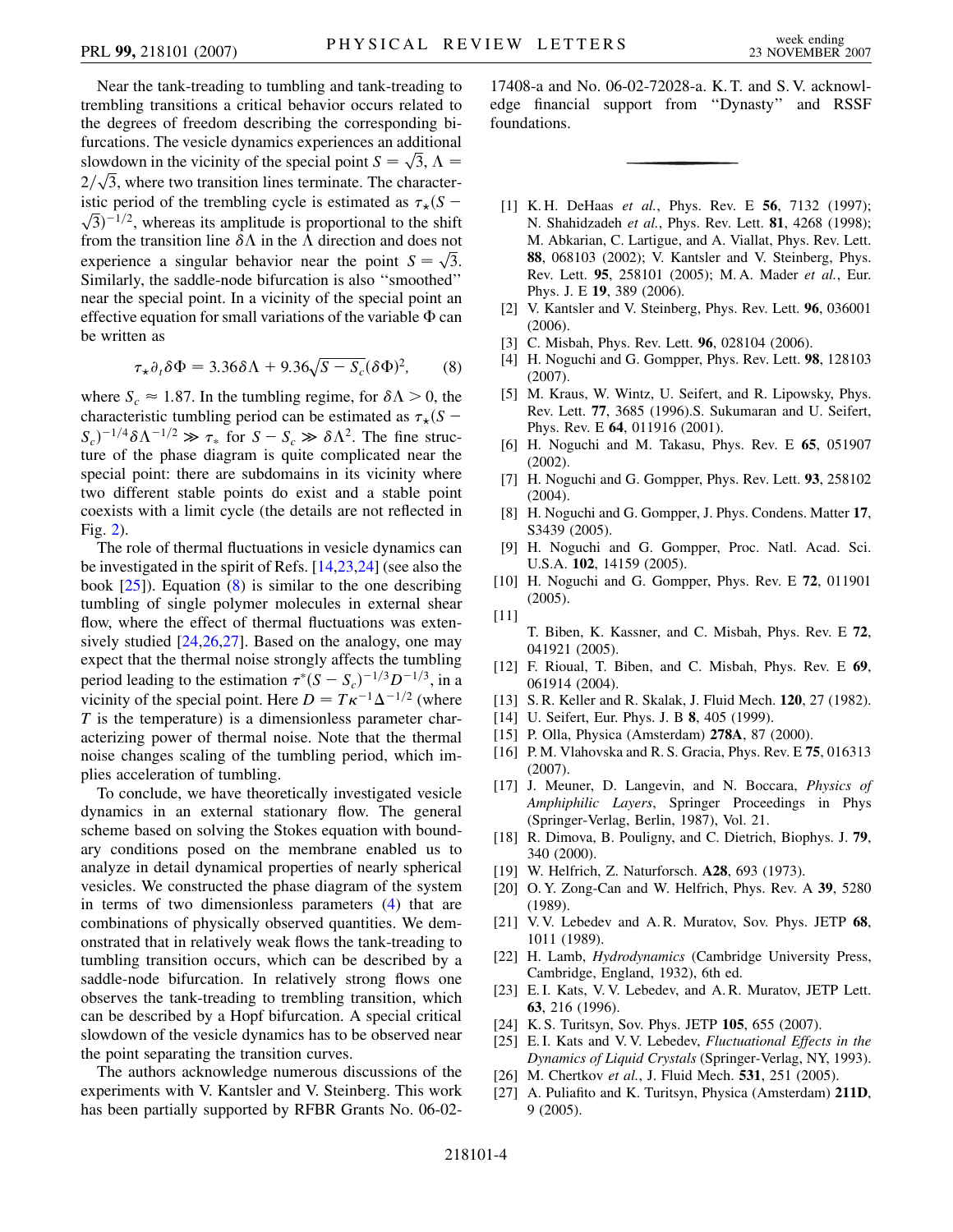Near the tank-treading to tumbling and tank-treading to trembling transitions a critical behavior occurs related to the degrees of freedom describing the corresponding bifurcations. The vesicle dynamics experiences an additional slowdown in the vicinity of the special point $S = \sqrt{3}$, $\Lambda = 2/\sqrt{3}$, where two transition lines terminate. The characteristic period of the trembling cycle is estimated as $\tau_\star(S - \sqrt{3})^{-1/2}$, whereas its amplitude is proportional to the shift from the transition line $\delta\Lambda$ in the $\Lambda$ direction and does not experience a singular behavior near the point $S = \sqrt{3}$. Similarly, the saddle-node bifurcation is also "smoothed" near the special point. In a vicinity of the special point an effective equation for small variations of the variable $\Phi$ can be written as

$$\tau_\star \partial_t \delta\Phi = 3.36\delta\Lambda + 9.36\sqrt{S - S_c}(\delta\Phi)^2, \tag{8}$$

where $S_c \approx 1.87$. In the tumbling regime, for $\delta\Lambda > 0$, the characteristic tumbling period can be estimated as $\tau_\star(S - S_c)^{-1/4}\delta\Lambda^{-1/2} \gg \tau_*$ for $S - S_c \gg \delta\Lambda^2$. The fine structure of the phase diagram is quite complicated near the special point: there are subdomains in its vicinity where two different stable points do exist and a stable point coexists with a limit cycle (the details are not reflected in Fig. 2).

The role of thermal fluctuations in vesicle dynamics can be investigated in the spirit of Refs. [14,23,24] (see also the book [25]). Equation (8) is similar to the one describing tumbling of single polymer molecules in external shear flow, where the effect of thermal fluctuations was extensively studied [24,26,27]. Based on the analogy, one may expect that the thermal noise strongly affects the tumbling period leading to the estimation $\tau^*(S - S_c)^{-1/3}D^{-1/3}$, in a vicinity of the special point. Here $D = T\kappa^{-1}\Delta^{-1/2}$ (where $T$ is the temperature) is a dimensionless parameter characterizing power of thermal noise. Note that the thermal noise changes scaling of the tumbling period, which implies acceleration of tumbling.

To conclude, we have theoretically investigated vesicle dynamics in an external stationary flow. The general scheme based on solving the Stokes equation with boundary conditions posed on the membrane enabled us to analyze in detail dynamical properties of nearly spherical vesicles. We constructed the phase diagram of the system in terms of two dimensionless parameters (4) that are combinations of physically observed quantities. We demonstrated that in relatively weak flows the tank-treading to tumbling transition occurs, which can be described by a saddle-node bifurcation. In relatively strong flows one observes the tank-treading to trembling transition, which can be described by a Hopf bifurcation. A special critical slowdown of the vesicle dynamics has to be observed near the point separating the transition curves.

The authors acknowledge numerous discussions of the experiments with V. Kantsler and V. Steinberg. This work has been partially supported by RFBR Grants No. 06-02-17408-a and No. 06-02-72028-a. K. T. and S. V. acknowledge financial support from "Dynasty" and RSSF foundations.

---

[1] K. H. DeHaas *et al.*, Phys. Rev. E **56**, 7132 (1997); N. Shahidzadeh *et al.*, Phys. Rev. Lett. **81**, 4268 (1998); M. Abkarian, C. Lartigue, and A. Viallat, Phys. Rev. Lett. **88**, 068103 (2002); V. Kantsler and V. Steinberg, Phys. Rev. Lett. **95**, 258101 (2005); M. A. Mader *et al.*, Eur. Phys. J. E **19**, 389 (2006).

[2] V. Kantsler and V. Steinberg, Phys. Rev. Lett. **96**, 036001 (2006).

[3] C. Misbah, Phys. Rev. Lett. **96**, 028104 (2006).

[4] H. Noguchi and G. Gompper, Phys. Rev. Lett. **98**, 128103 (2007).

[5] M. Kraus, W. Wintz, U. Seifert, and R. Lipowsky, Phys. Rev. Lett. **77**, 3685 (1996).S. Sukumaran and U. Seifert, Phys. Rev. E **64**, 011916 (2001).

[6] H. Noguchi and M. Takasu, Phys. Rev. E **65**, 051907 (2002).

[7] H. Noguchi and G. Gompper, Phys. Rev. Lett. **93**, 258102 (2004).

[8] H. Noguchi and G. Gompper, J. Phys. Condens. Matter **17**, S3439 (2005).

[9] H. Noguchi and G. Gompper, Proc. Natl. Acad. Sci. U.S.A. **102**, 14159 (2005).

[10] H. Noguchi and G. Gompper, Phys. Rev. E **72**, 011901 (2005).

[11] T. Biben, K. Kassner, and C. Misbah, Phys. Rev. E **72**, 041921 (2005).

[12] F. Rioual, T. Biben, and C. Misbah, Phys. Rev. E **69**, 061914 (2004).

[13] S. R. Keller and R. Skalak, J. Fluid Mech. **120**, 27 (1982).

[14] U. Seifert, Eur. Phys. J. B **8**, 405 (1999).

[15] P. Olla, Physica (Amsterdam) **278A**, 87 (2000).

[16] P. M. Vlahovska and R. S. Gracia, Phys. Rev. E **75**, 016313 (2007).

[17] J. Meuner, D. Langevin, and N. Boccara, *Physics of Amphiphilic Layers*, Springer Proceedings in Phys (Springer-Verlag, Berlin, 1987), Vol. 21.

[18] R. Dimova, B. Pouligny, and C. Dietrich, Biophys. J. **79**, 340 (2000).

[19] W. Helfrich, Z. Naturforsch. **A28**, 693 (1973).

[20] O. Y. Zong-Can and W. Helfrich, Phys. Rev. A **39**, 5280 (1989).

[21] V. V. Lebedev and A. R. Muratov, Sov. Phys. JETP **68**, 1011 (1989).

[22] H. Lamb, *Hydrodynamics* (Cambridge University Press, Cambridge, England, 1932), 6th ed.

[23] E. I. Kats, V. V. Lebedev, and A. R. Muratov, JETP Lett. **63**, 216 (1996).

[24] K. S. Turitsyn, Sov. Phys. JETP **105**, 655 (2007).

[25] E. I. Kats and V. V. Lebedev, *Fluctuational Effects in the Dynamics of Liquid Crystals* (Springer-Verlag, NY, 1993).

[26] M. Chertkov *et al.*, J. Fluid Mech. **531**, 251 (2005).

[27] A. Puliafito and K. Turitsyn, Physica (Amsterdam) **211D**, 9 (2005).